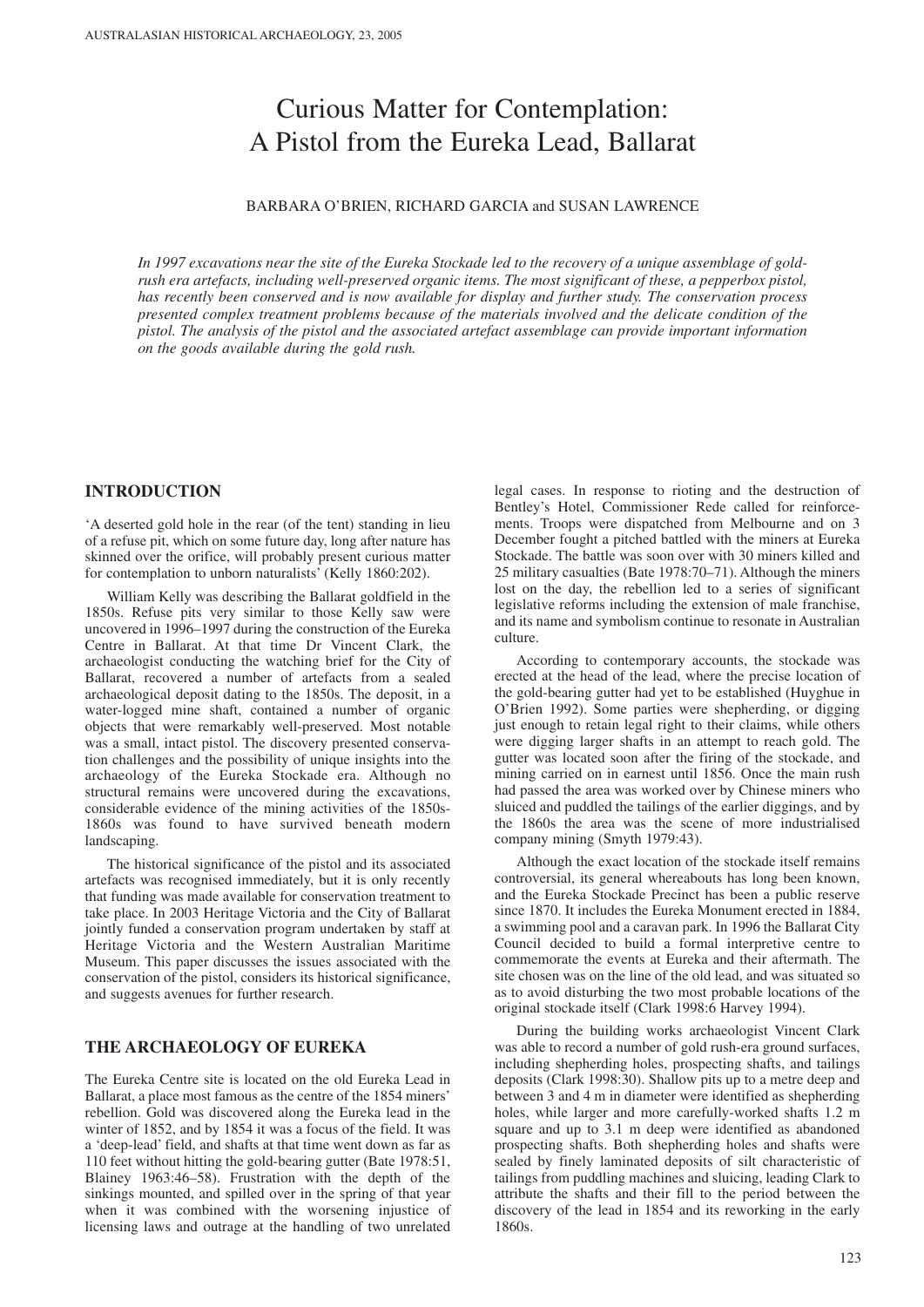# Curious Matter for Contemplation: A Pistol from the Eureka Lead, Ballarat

BARBARA O'BRIEN, RICHARD GARCIA and SUSAN LAWRENCE

*In 1997 excavations near the site of the Eureka Stockade led to the recovery of a unique assemblage of gold-rush era artefacts, including well-preserved organic items. The most significant of these, a pepperbox pistol, has recently been conserved and is now available for display and further study. The conservation process presented complex treatment problems because of the materials involved and the delicate condition of the pistol. The analysis of the pistol and the associated artefact assemblage can provide important information on the goods available during the gold rush.*

## INTRODUCTION

'A deserted gold hole in the rear (of the tent) standing in lieu of a refuse pit, which on some future day, long after nature has skinned over the orifice, will probably present curious matter for contemplation to unborn naturalists' (Kelly 1860:202).

William Kelly was describing the Ballarat goldfield in the 1850s. Refuse pits very similar to those Kelly saw were uncovered in 1996–1997 during the construction of the Eureka Centre in Ballarat. At that time Dr Vincent Clark, the archaeologist conducting the watching brief for the City of Ballarat, recovered a number of artefacts from a sealed archaeological deposit dating to the 1850s. The deposit, in a water-logged mine shaft, contained a number of organic objects that were remarkably well-preserved. Most notable was a small, intact pistol. The discovery presented conservation challenges and the possibility of unique insights into the archaeology of the Eureka Stockade era. Although no structural remains were uncovered during the excavations, considerable evidence of the mining activities of the 1850s-1860s was found to have survived beneath modern landscaping.

The historical significance of the pistol and its associated artefacts was recognised immediately, but it is only recently that funding was made available for conservation treatment to take place. In 2003 Heritage Victoria and the City of Ballarat jointly funded a conservation program undertaken by staff at Heritage Victoria and the Western Australian Maritime Museum. This paper discusses the issues associated with the conservation of the pistol, considers its historical significance, and suggests avenues for further research.

## THE ARCHAEOLOGY OF EUREKA

The Eureka Centre site is located on the old Eureka Lead in Ballarat, a place most famous as the centre of the 1854 miners' rebellion. Gold was discovered along the Eureka lead in the winter of 1852, and by 1854 it was a focus of the field. It was a 'deep-lead' field, and shafts at that time went down as far as 110 feet without hitting the gold-bearing gutter (Bate 1978:51, Blainey 1963:46–58). Frustration with the depth of the sinkings mounted, and spilled over in the spring of that year when it was combined with the worsening injustice of licensing laws and outrage at the handling of two unrelated legal cases. In response to rioting and the destruction of Bentley's Hotel, Commissioner Rede called for reinforcements. Troops were dispatched from Melbourne and on 3 December fought a pitched battled with the miners at Eureka Stockade. The battle was soon over with 30 miners killed and 25 military casualties (Bate 1978:70–71). Although the miners lost on the day, the rebellion led to a series of significant legislative reforms including the extension of male franchise, and its name and symbolism continue to resonate in Australian culture.

According to contemporary accounts, the stockade was erected at the head of the lead, where the precise location of the gold-bearing gutter had yet to be established (Huyghue in O'Brien 1992). Some parties were shepherding, or digging just enough to retain legal right to their claims, while others were digging larger shafts in an attempt to reach gold. The gutter was located soon after the firing of the stockade, and mining carried on in earnest until 1856. Once the main rush had passed the area was worked over by Chinese miners who sluiced and puddled the tailings of the earlier diggings, and by the 1860s the area was the scene of more industrialised company mining (Smyth 1979:43).

Although the exact location of the stockade itself remains controversial, its general whereabouts has long been known, and the Eureka Stockade Precinct has been a public reserve since 1870. It includes the Eureka Monument erected in 1884, a swimming pool and a caravan park. In 1996 the Ballarat City Council decided to build a formal interpretive centre to commemorate the events at Eureka and their aftermath. The site chosen was on the line of the old lead, and was situated so as to avoid disturbing the two most probable locations of the original stockade itself (Clark 1998:6 Harvey 1994).

During the building works archaeologist Vincent Clark was able to record a number of gold rush-era ground surfaces, including shepherding holes, prospecting shafts, and tailings deposits (Clark 1998:30). Shallow pits up to a metre deep and between 3 and 4 m in diameter were identified as shepherding holes, while larger and more carefully-worked shafts 1.2 m square and up to 3.1 m deep were identified as abandoned prospecting shafts. Both shepherding holes and shafts were sealed by finely laminated deposits of silt characteristic of tailings from puddling machines and sluicing, leading Clark to attribute the shafts and their fill to the period between the discovery of the lead in 1854 and its reworking in the early 1860s.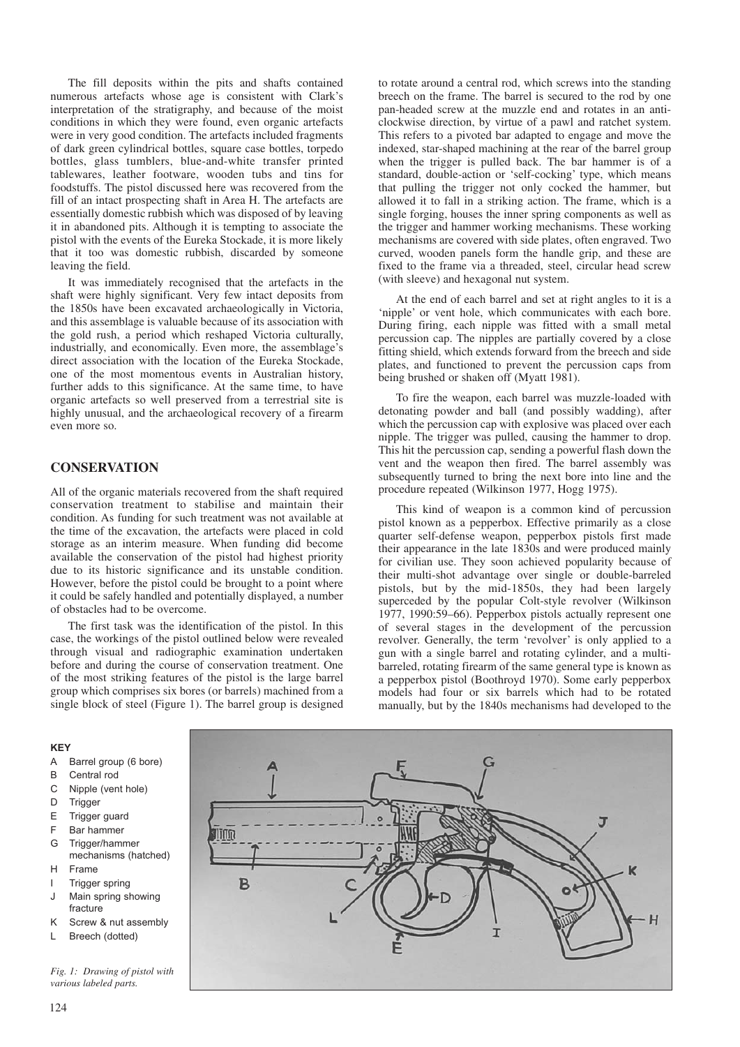The fill deposits within the pits and shafts contained numerous artefacts whose age is consistent with Clark's interpretation of the stratigraphy, and because of the moist conditions in which they were found, even organic artefacts were in very good condition. The artefacts included fragments of dark green cylindrical bottles, square case bottles, torpedo bottles, glass tumblers, blue-and-white transfer printed tablewares, leather footware, wooden tubs and tins for foodstuffs. The pistol discussed here was recovered from the fill of an intact prospecting shaft in Area H. The artefacts are essentially domestic rubbish which was disposed of by leaving it in abandoned pits. Although it is tempting to associate the pistol with the events of the Eureka Stockade, it is more likely that it too was domestic rubbish, discarded by someone leaving the field.

It was immediately recognised that the artefacts in the shaft were highly significant. Very few intact deposits from the 1850s have been excavated archaeologically in Victoria, and this assemblage is valuable because of its association with the gold rush, a period which reshaped Victoria culturally, industrially, and economically. Even more, the assemblage's direct association with the location of the Eureka Stockade, one of the most momentous events in Australian history, further adds to this significance. At the same time, to have organic artefacts so well preserved from a terrestrial site is highly unusual, and the archaeological recovery of a firearm even more so.

## CONSERVATION

All of the organic materials recovered from the shaft required conservation treatment to stabilise and maintain their condition. As funding for such treatment was not available at the time of the excavation, the artefacts were placed in cold storage as an interim measure. When funding did become available the conservation of the pistol had highest priority due to its historic significance and its unstable condition. However, before the pistol could be brought to a point where it could be safely handled and potentially displayed, a number of obstacles had to be overcome.

The first task was the identification of the pistol. In this case, the workings of the pistol outlined below were revealed through visual and radiographic examination undertaken before and during the course of conservation treatment. One of the most striking features of the pistol is the large barrel group which comprises six bores (or barrels) machined from a single block of steel (Figure 1). The barrel group is designed to rotate around a central rod, which screws into the standing breech on the frame. The barrel is secured to the rod by one pan-headed screw at the muzzle end and rotates in an anti-clockwise direction, by virtue of a pawl and ratchet system. This refers to a pivoted bar adapted to engage and move the indexed, star-shaped machining at the rear of the barrel group when the trigger is pulled back. The bar hammer is of a standard, double-action or 'self-cocking' type, which means that pulling the trigger not only cocked the hammer, but allowed it to fall in a striking action. The frame, which is a single forging, houses the inner spring components as well as the trigger and hammer working mechanisms. These working mechanisms are covered with side plates, often engraved. Two curved, wooden panels form the handle grip, and these are fixed to the frame via a threaded, steel, circular head screw (with sleeve) and hexagonal nut system.

At the end of each barrel and set at right angles to it is a 'nipple' or vent hole, which communicates with each bore. During firing, each nipple was fitted with a small metal percussion cap. The nipples are partially covered by a close fitting shield, which extends forward from the breech and side plates, and functioned to prevent the percussion caps from being brushed or shaken off (Myatt 1981).

To fire the weapon, each barrel was muzzle-loaded with detonating powder and ball (and possibly wadding), after which the percussion cap with explosive was placed over each nipple. The trigger was pulled, causing the hammer to drop. This hit the percussion cap, sending a powerful flash down the vent and the weapon then fired. The barrel assembly was subsequently turned to bring the next bore into line and the procedure repeated (Wilkinson 1977, Hogg 1975).

This kind of weapon is a common kind of percussion pistol known as a pepperbox. Effective primarily as a close quarter self-defense weapon, pepperbox pistols first made their appearance in the late 1830s and were produced mainly for civilian use. They soon achieved popularity because of their multi-shot advantage over single or double-barreled pistols, but by the mid-1850s, they had been largely superceded by the popular Colt-style revolver (Wilkinson 1977, 1990:59–66). Pepperbox pistols actually represent one of several stages in the development of the percussion revolver. Generally, the term 'revolver' is only applied to a gun with a single barrel and rotating cylinder, and a multi-barreled, rotating firearm of the same general type is known as a pepperbox pistol (Boothroyd 1970). Some early pepperbox models had four or six barrels which had to be rotated manually, but by the 1840s mechanisms had developed to the

**KEY**

- A Barrel group (6 bore)
- B Central rod
- C Nipple (vent hole)
- D Trigger
- E Trigger guard
- F Bar hammer
- G Trigger/hammer mechanisms (hatched)
- H Frame
- I Trigger spring
- J Main spring showing fracture
- K Screw & nut assembly
- L Breech (dotted)

*Fig. 1: Drawing of pistol with various labeled parts.*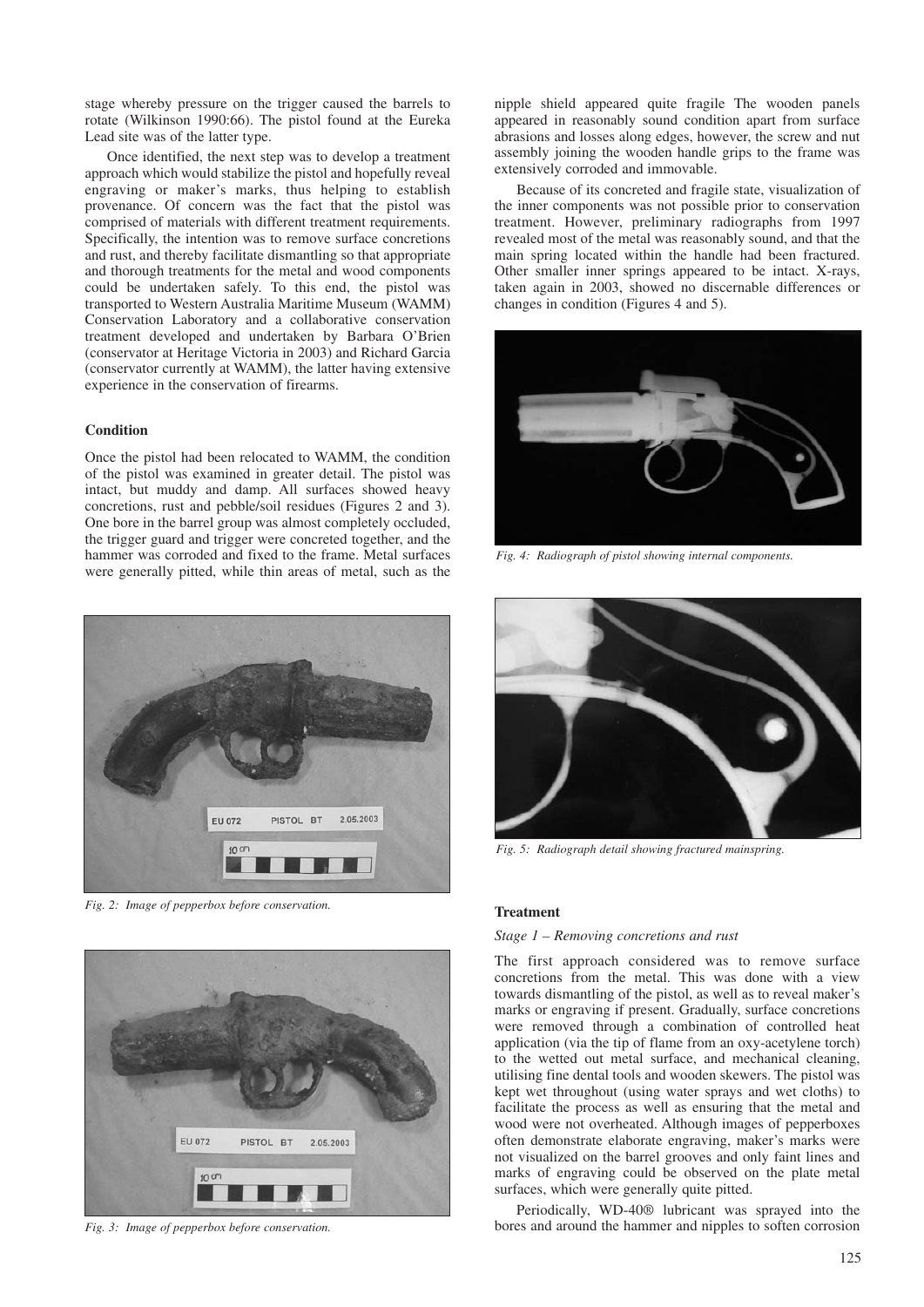stage whereby pressure on the trigger caused the barrels to rotate (Wilkinson 1990:66). The pistol found at the Eureka Lead site was of the latter type.

Once identified, the next step was to develop a treatment approach which would stabilize the pistol and hopefully reveal engraving or maker's marks, thus helping to establish provenance. Of concern was the fact that the pistol was comprised of materials with different treatment requirements. Specifically, the intention was to remove surface concretions and rust, and thereby facilitate dismantling so that appropriate and thorough treatments for the metal and wood components could be undertaken safely. To this end, the pistol was transported to Western Australia Maritime Museum (WAMM) Conservation Laboratory and a collaborative conservation treatment developed and undertaken by Barbara O'Brien (conservator at Heritage Victoria in 2003) and Richard Garcia (conservator currently at WAMM), the latter having extensive experience in the conservation of firearms.

### Condition

Once the pistol had been relocated to WAMM, the condition of the pistol was examined in greater detail. The pistol was intact, but muddy and damp. All surfaces showed heavy concretions, rust and pebble/soil residues (Figures 2 and 3). One bore in the barrel group was almost completely occluded, the trigger guard and trigger were concreted together, and the hammer was corroded and fixed to the frame. Metal surfaces were generally pitted, while thin areas of metal, such as the nipple shield appeared quite fragile The wooden panels appeared in reasonably sound condition apart from surface abrasions and losses along edges, however, the screw and nut assembly joining the wooden handle grips to the frame was extensively corroded and immovable.

*Fig. 2: Image of pepperbox before conservation.*

*Fig. 3: Image of pepperbox before conservation.*

Because of its concreted and fragile state, visualization of the inner components was not possible prior to conservation treatment. However, preliminary radiographs from 1997 revealed most of the metal was reasonably sound, and that the main spring located within the handle had been fractured. Other smaller inner springs appeared to be intact. X-rays, taken again in 2003, showed no discernable differences or changes in condition (Figures 4 and 5).

*Fig. 4: Radiograph of pistol showing internal components.*

*Fig. 5: Radiograph detail showing fractured mainspring.*

### Treatment

*Stage 1 – Removing concretions and rust*

The first approach considered was to remove surface concretions from the metal. This was done with a view towards dismantling of the pistol, as well as to reveal maker's marks or engraving if present. Gradually, surface concretions were removed through a combination of controlled heat application (via the tip of flame from an oxy-acetylene torch) to the wetted out metal surface, and mechanical cleaning, utilising fine dental tools and wooden skewers. The pistol was kept wet throughout (using water sprays and wet cloths) to facilitate the process as well as ensuring that the metal and wood were not overheated. Although images of pepperboxes often demonstrate elaborate engraving, maker's marks were not visualized on the barrel grooves and only faint lines and marks of engraving could be observed on the plate metal surfaces, which were generally quite pitted.

Periodically, WD-40® lubricant was sprayed into the bores and around the hammer and nipples to soften corrosion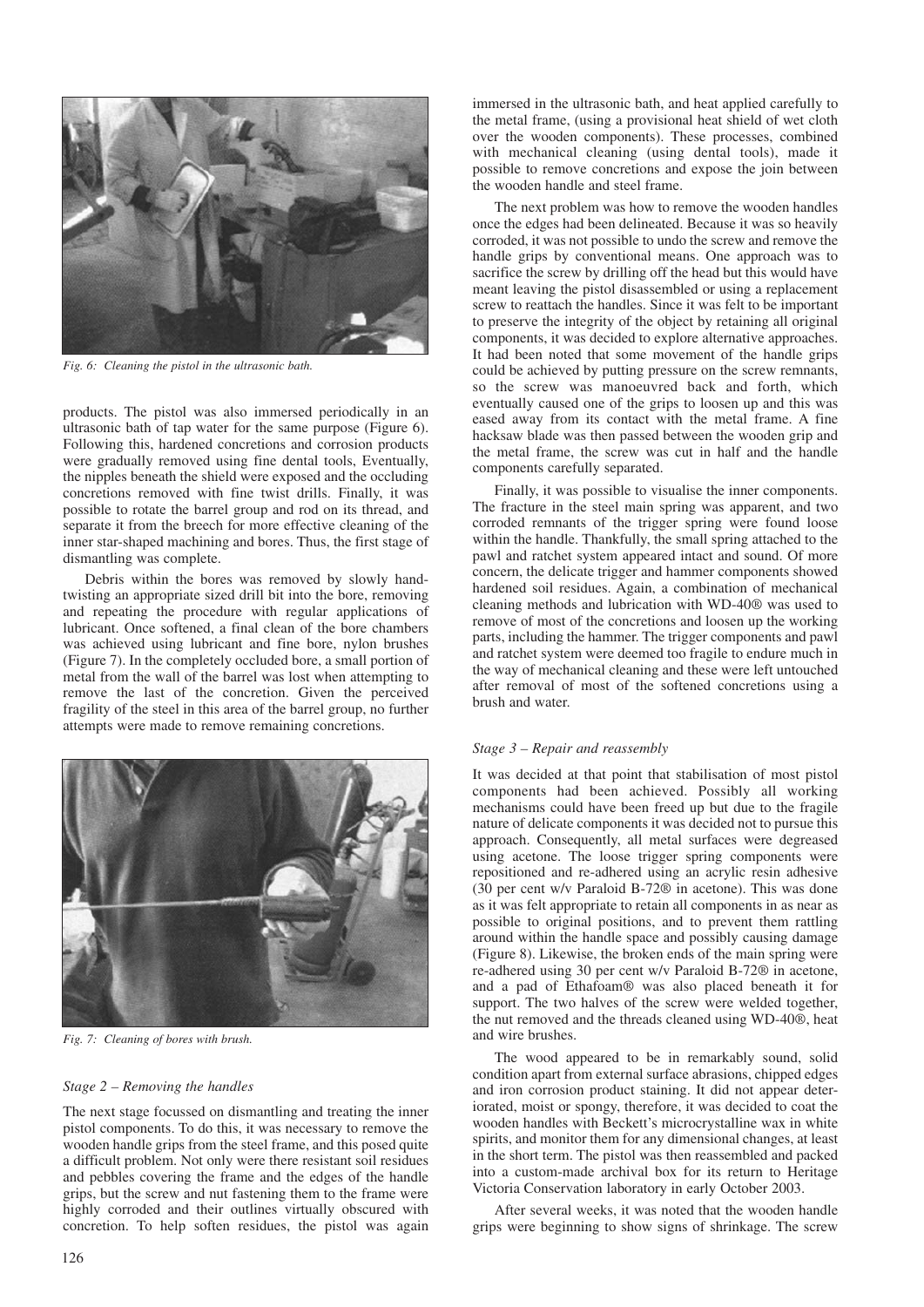Fig. 6: Cleaning the pistol in the ultrasonic bath.

products. The pistol was also immersed periodically in an ultrasonic bath of tap water for the same purpose (Figure 6). Following this, hardened concretions and corrosion products were gradually removed using fine dental tools, Eventually, the nipples beneath the shield were exposed and the occluding concretions removed with fine twist drills. Finally, it was possible to rotate the barrel group and rod on its thread, and separate it from the breech for more effective cleaning of the inner star-shaped machining and bores. Thus, the first stage of dismantling was complete.

Debris within the bores was removed by slowly hand-twisting an appropriate sized drill bit into the bore, removing and repeating the procedure with regular applications of lubricant. Once softened, a final clean of the bore chambers was achieved using lubricant and fine bore, nylon brushes (Figure 7). In the completely occluded bore, a small portion of metal from the wall of the barrel was lost when attempting to remove the last of the concretion. Given the perceived fragility of the steel in this area of the barrel group, no further attempts were made to remove remaining concretions.

Fig. 7: Cleaning of bores with brush.

*Stage 2 – Removing the handles*

The next stage focussed on dismantling and treating the inner pistol components. To do this, it was necessary to remove the wooden handle grips from the steel frame, and this posed quite a difficult problem. Not only were there resistant soil residues and pebbles covering the frame and the edges of the handle grips, but the screw and nut fastening them to the frame were highly corroded and their outlines virtually obscured with concretion. To help soften residues, the pistol was again immersed in the ultrasonic bath, and heat applied carefully to the metal frame, (using a provisional heat shield of wet cloth over the wooden components). These processes, combined with mechanical cleaning (using dental tools), made it possible to remove concretions and expose the join between the wooden handle and steel frame.

The next problem was how to remove the wooden handles once the edges had been delineated. Because it was so heavily corroded, it was not possible to undo the screw and remove the handle grips by conventional means. One approach was to sacrifice the screw by drilling off the head but this would have meant leaving the pistol disassembled or using a replacement screw to reattach the handles. Since it was felt to be important to preserve the integrity of the object by retaining all original components, it was decided to explore alternative approaches. It had been noted that some movement of the handle grips could be achieved by putting pressure on the screw remnants, so the screw was manoeuvred back and forth, which eventually caused one of the grips to loosen up and this was eased away from its contact with the metal frame. A fine hacksaw blade was then passed between the wooden grip and the metal frame, the screw was cut in half and the handle components carefully separated.

Finally, it was possible to visualise the inner components. The fracture in the steel main spring was apparent, and two corroded remnants of the trigger spring were found loose within the handle. Thankfully, the small spring attached to the pawl and ratchet system appeared intact and sound. Of more concern, the delicate trigger and hammer components showed hardened soil residues. Again, a combination of mechanical cleaning methods and lubrication with WD-40® was used to remove of most of the concretions and loosen up the working parts, including the hammer. The trigger components and pawl and ratchet system were deemed too fragile to endure much in the way of mechanical cleaning and these were left untouched after removal of most of the softened concretions using a brush and water.

*Stage 3 – Repair and reassembly*

It was decided at that point that stabilisation of most pistol components had been achieved. Possibly all working mechanisms could have been freed up but due to the fragile nature of delicate components it was decided not to pursue this approach. Consequently, all metal surfaces were degreased using acetone. The loose trigger spring components were repositioned and re-adhered using an acrylic resin adhesive (30 per cent w/v Paraloid B-72® in acetone). This was done as it was felt appropriate to retain all components in as near as possible to original positions, and to prevent them rattling around within the handle space and possibly causing damage (Figure 8). Likewise, the broken ends of the main spring were re-adhered using 30 per cent w/v Paraloid B-72® in acetone, and a pad of Ethafoam® was also placed beneath it for support. The two halves of the screw were welded together, the nut removed and the threads cleaned using WD-40®, heat and wire brushes.

The wood appeared to be in remarkably sound, solid condition apart from external surface abrasions, chipped edges and iron corrosion product staining. It did not appear deteriorated, moist or spongy, therefore, it was decided to coat the wooden handles with Beckett's microcrystalline wax in white spirits, and monitor them for any dimensional changes, at least in the short term. The pistol was then reassembled and packed into a custom-made archival box for its return to Heritage Victoria Conservation laboratory in early October 2003.

After several weeks, it was noted that the wooden handle grips were beginning to show signs of shrinkage. The screw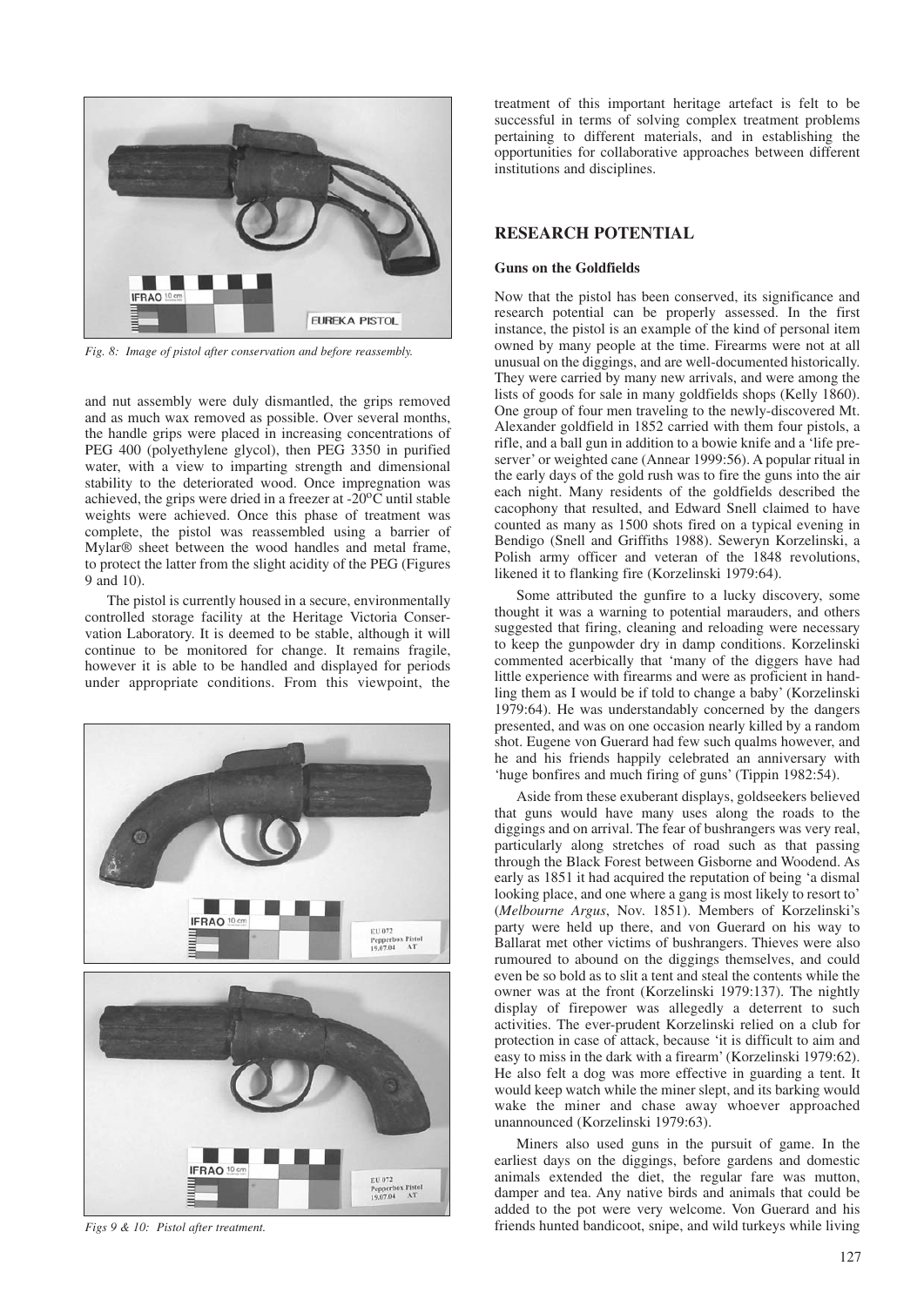*Fig. 8: Image of pistol after conservation and before reassembly.*

and nut assembly were duly dismantled, the grips removed and as much wax removed as possible. Over several months, the handle grips were placed in increasing concentrations of PEG 400 (polyethylene glycol), then PEG 3350 in purified water, with a view to imparting strength and dimensional stability to the deteriorated wood. Once impregnation was achieved, the grips were dried in a freezer at -20°C until stable weights were achieved. Once this phase of treatment was complete, the pistol was reassembled using a barrier of Mylar® sheet between the wood handles and metal frame, to protect the latter from the slight acidity of the PEG (Figures 9 and 10).

The pistol is currently housed in a secure, environmentally controlled storage facility at the Heritage Victoria Conservation Laboratory. It is deemed to be stable, although it will continue to be monitored for change. It remains fragile, however it is able to be handled and displayed for periods under appropriate conditions. From this viewpoint, the treatment of this important heritage artefact is felt to be successful in terms of solving complex treatment problems pertaining to different materials, and in establishing the opportunities for collaborative approaches between different institutions and disciplines.

*Figs 9 & 10: Pistol after treatment.*

## RESEARCH POTENTIAL

### Guns on the Goldfields

Now that the pistol has been conserved, its significance and research potential can be properly assessed. In the first instance, the pistol is an example of the kind of personal item owned by many people at the time. Firearms were not at all unusual on the diggings, and are well-documented historically. They were carried by many new arrivals, and were among the lists of goods for sale in many goldfields shops (Kelly 1860). One group of four men traveling to the newly-discovered Mt. Alexander goldfield in 1852 carried with them four pistols, a rifle, and a ball gun in addition to a bowie knife and a 'life preserver' or weighted cane (Annear 1999:56). A popular ritual in the early days of the gold rush was to fire the guns into the air each night. Many residents of the goldfields described the cacophony that resulted, and Edward Snell claimed to have counted as many as 1500 shots fired on a typical evening in Bendigo (Snell and Griffiths 1988). Seweryn Korzelinski, a Polish army officer and veteran of the 1848 revolutions, likened it to flanking fire (Korzelinski 1979:64).

Some attributed the gunfire to a lucky discovery, some thought it was a warning to potential marauders, and others suggested that firing, cleaning and reloading were necessary to keep the gunpowder dry in damp conditions. Korzelinski commented acerbically that 'many of the diggers have had little experience with firearms and were as proficient in handling them as I would be if told to change a baby' (Korzelinski 1979:64). He was understandably concerned by the dangers presented, and was on one occasion nearly killed by a random shot. Eugene von Guerard had few such qualms however, and he and his friends happily celebrated an anniversary with 'huge bonfires and much firing of guns' (Tippin 1982:54).

Aside from these exuberant displays, goldseekers believed that guns would have many uses along the roads to the diggings and on arrival. The fear of bushrangers was very real, particularly along stretches of road such as that passing through the Black Forest between Gisborne and Woodend. As early as 1851 it had acquired the reputation of being 'a dismal looking place, and one where a gang is most likely to resort to' (*Melbourne Argus*, Nov. 1851). Members of Korzelinski's party were held up there, and von Guerard on his way to Ballarat met other victims of bushrangers. Thieves were also rumoured to abound on the diggings themselves, and could even be so bold as to slit a tent and steal the contents while the owner was at the front (Korzelinski 1979:137). The nightly display of firepower was allegedly a deterrent to such activities. The ever-prudent Korzelinski relied on a club for protection in case of attack, because 'it is difficult to aim and easy to miss in the dark with a firearm' (Korzelinski 1979:62). He also felt a dog was more effective in guarding a tent. It would keep watch while the miner slept, and its barking would wake the miner and chase away whoever approached unannounced (Korzelinski 1979:63).

Miners also used guns in the pursuit of game. In the earliest days on the diggings, before gardens and domestic animals extended the diet, the regular fare was mutton, damper and tea. Any native birds and animals that could be added to the pot were very welcome. Von Guerard and his friends hunted bandicoot, snipe, and wild turkeys while living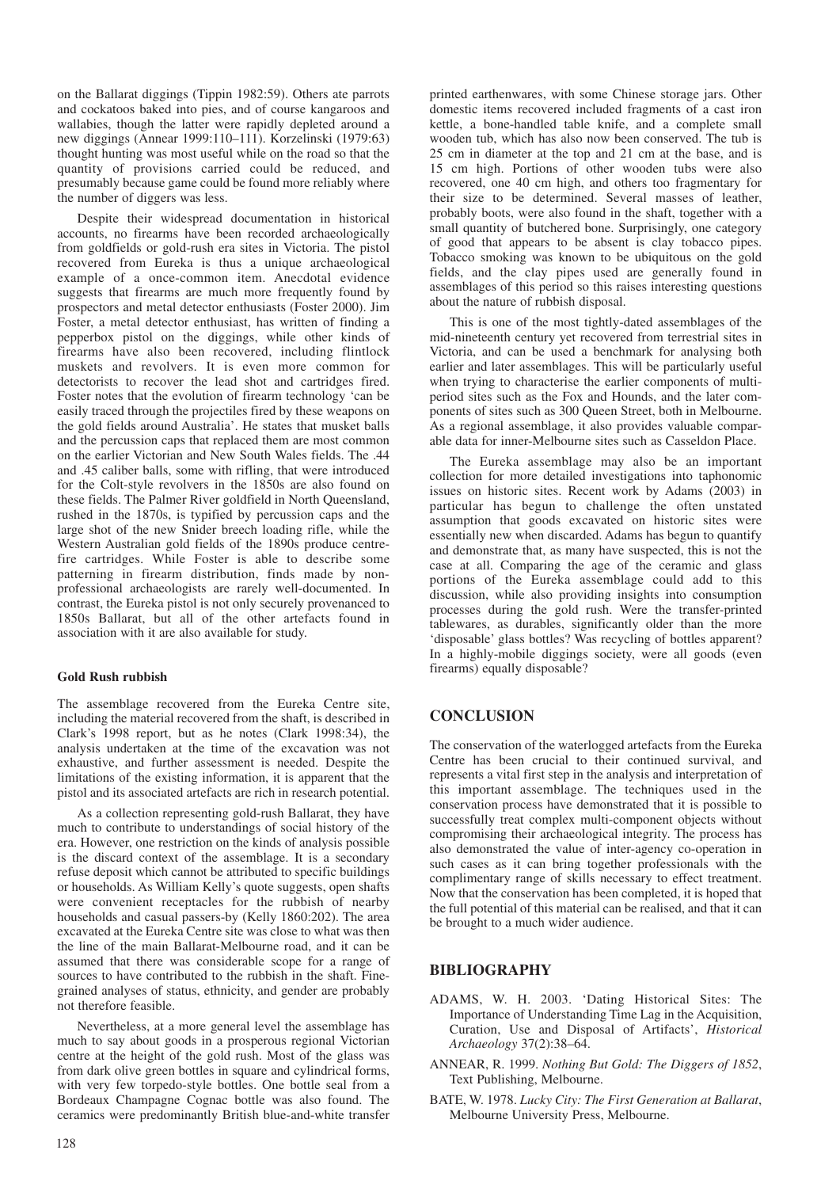on the Ballarat diggings (Tippin 1982:59). Others ate parrots and cockatoos baked into pies, and of course kangaroos and wallabies, though the latter were rapidly depleted around a new diggings (Annear 1999:110–111). Korzelinski (1979:63) thought hunting was most useful while on the road so that the quantity of provisions carried could be reduced, and presumably because game could be found more reliably where the number of diggers was less.

Despite their widespread documentation in historical accounts, no firearms have been recorded archaeologically from goldfields or gold-rush era sites in Victoria. The pistol recovered from Eureka is thus a unique archaeological example of a once-common item. Anecdotal evidence suggests that firearms are much more frequently found by prospectors and metal detector enthusiasts (Foster 2000). Jim Foster, a metal detector enthusiast, has written of finding a pepperbox pistol on the diggings, while other kinds of firearms have also been recovered, including flintlock muskets and revolvers. It is even more common for detectorists to recover the lead shot and cartridges fired. Foster notes that the evolution of firearm technology 'can be easily traced through the projectiles fired by these weapons on the gold fields around Australia'. He states that musket balls and the percussion caps that replaced them are most common on the earlier Victorian and New South Wales fields. The .44 and .45 caliber balls, some with rifling, that were introduced for the Colt-style revolvers in the 1850s are also found on these fields. The Palmer River goldfield in North Queensland, rushed in the 1870s, is typified by percussion caps and the large shot of the new Snider breech loading rifle, while the Western Australian gold fields of the 1890s produce centre-fire cartridges. While Foster is able to describe some patterning in firearm distribution, finds made by non-professional archaeologists are rarely well-documented. In contrast, the Eureka pistol is not only securely provenanced to 1850s Ballarat, but all of the other artefacts found in association with it are also available for study.

### Gold Rush rubbish

The assemblage recovered from the Eureka Centre site, including the material recovered from the shaft, is described in Clark's 1998 report, but as he notes (Clark 1998:34), the analysis undertaken at the time of the excavation was not exhaustive, and further assessment is needed. Despite the limitations of the existing information, it is apparent that the pistol and its associated artefacts are rich in research potential.

As a collection representing gold-rush Ballarat, they have much to contribute to understandings of social history of the era. However, one restriction on the kinds of analysis possible is the discard context of the assemblage. It is a secondary refuse deposit which cannot be attributed to specific buildings or households. As William Kelly's quote suggests, open shafts were convenient receptacles for the rubbish of nearby households and casual passers-by (Kelly 1860:202). The area excavated at the Eureka Centre site was close to what was then the line of the main Ballarat-Melbourne road, and it can be assumed that there was considerable scope for a range of sources to have contributed to the rubbish in the shaft. Fine-grained analyses of status, ethnicity, and gender are probably not therefore feasible.

Nevertheless, at a more general level the assemblage has much to say about goods in a prosperous regional Victorian centre at the height of the gold rush. Most of the glass was from dark olive green bottles in square and cylindrical forms, with very few torpedo-style bottles. One bottle seal from a Bordeaux Champagne Cognac bottle was also found. The ceramics were predominantly British blue-and-white transfer printed earthenwares, with some Chinese storage jars. Other domestic items recovered included fragments of a cast iron kettle, a bone-handled table knife, and a complete small wooden tub, which has also now been conserved. The tub is 25 cm in diameter at the top and 21 cm at the base, and is 15 cm high. Portions of other wooden tubs were also recovered, one 40 cm high, and others too fragmentary for their size to be determined. Several masses of leather, probably boots, were also found in the shaft, together with a small quantity of butchered bone. Surprisingly, one category of good that appears to be absent is clay tobacco pipes. Tobacco smoking was known to be ubiquitous on the gold fields, and the clay pipes used are generally found in assemblages of this period so this raises interesting questions about the nature of rubbish disposal.

This is one of the most tightly-dated assemblages of the mid-nineteenth century yet recovered from terrestrial sites in Victoria, and can be used a benchmark for analysing both earlier and later assemblages. This will be particularly useful when trying to characterise the earlier components of multi-period sites such as the Fox and Hounds, and the later components of sites such as 300 Queen Street, both in Melbourne. As a regional assemblage, it also provides valuable comparable data for inner-Melbourne sites such as Casseldon Place.

The Eureka assemblage may also be an important collection for more detailed investigations into taphonomic issues on historic sites. Recent work by Adams (2003) in particular has begun to challenge the often unstated assumption that goods excavated on historic sites were essentially new when discarded. Adams has begun to quantify and demonstrate that, as many have suspected, this is not the case at all. Comparing the age of the ceramic and glass portions of the Eureka assemblage could add to this discussion, while also providing insights into consumption processes during the gold rush. Were the transfer-printed tablewares, as durables, significantly older than the more 'disposable' glass bottles? Was recycling of bottles apparent? In a highly-mobile diggings society, were all goods (even firearms) equally disposable?

## CONCLUSION

The conservation of the waterlogged artefacts from the Eureka Centre has been crucial to their continued survival, and represents a vital first step in the analysis and interpretation of this important assemblage. The techniques used in the conservation process have demonstrated that it is possible to successfully treat complex multi-component objects without compromising their archaeological integrity. The process has also demonstrated the value of inter-agency co-operation in such cases as it can bring together professionals with the complimentary range of skills necessary to effect treatment. Now that the conservation has been completed, it is hoped that the full potential of this material can be realised, and that it can be brought to a much wider audience.

## BIBLIOGRAPHY

ADAMS, W. H. 2003. 'Dating Historical Sites: The Importance of Understanding Time Lag in the Acquisition, Curation, Use and Disposal of Artifacts', *Historical Archaeology* 37(2):38–64.

ANNEAR, R. 1999. *Nothing But Gold: The Diggers of 1852*, Text Publishing, Melbourne.

BATE, W. 1978. *Lucky City: The First Generation at Ballarat*, Melbourne University Press, Melbourne.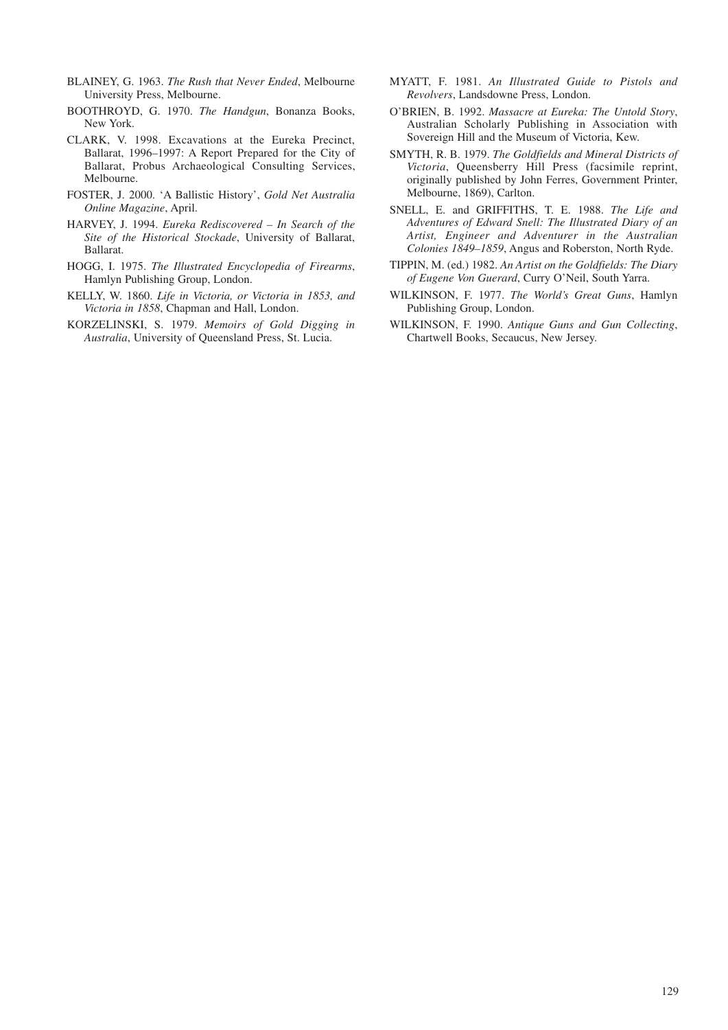BLAINEY, G. 1963. *The Rush that Never Ended*, Melbourne University Press, Melbourne.

BOOTHROYD, G. 1970. *The Handgun*, Bonanza Books, New York.

CLARK, V. 1998. Excavations at the Eureka Precinct, Ballarat, 1996–1997: A Report Prepared for the City of Ballarat, Probus Archaeological Consulting Services, Melbourne.

FOSTER, J. 2000. 'A Ballistic History', *Gold Net Australia Online Magazine*, April.

HARVEY, J. 1994. *Eureka Rediscovered – In Search of the Site of the Historical Stockade*, University of Ballarat, Ballarat.

HOGG, I. 1975. *The Illustrated Encyclopedia of Firearms*, Hamlyn Publishing Group, London.

KELLY, W. 1860. *Life in Victoria, or Victoria in 1853, and Victoria in 1858*, Chapman and Hall, London.

KORZELINSKI, S. 1979. *Memoirs of Gold Digging in Australia*, University of Queensland Press, St. Lucia.

MYATT, F. 1981. *An Illustrated Guide to Pistols and Revolvers*, Landsdowne Press, London.

O'BRIEN, B. 1992. *Massacre at Eureka: The Untold Story*, Australian Scholarly Publishing in Association with Sovereign Hill and the Museum of Victoria, Kew.

SMYTH, R. B. 1979. *The Goldfields and Mineral Districts of Victoria*, Queensberry Hill Press (facsimile reprint, originally published by John Ferres, Government Printer, Melbourne, 1869), Carlton.

SNELL, E. and GRIFFITHS, T. E. 1988. *The Life and Adventures of Edward Snell: The Illustrated Diary of an Artist, Engineer and Adventurer in the Australian Colonies 1849–1859*, Angus and Roberston, North Ryde.

TIPPIN, M. (ed.) 1982. *An Artist on the Goldfields: The Diary of Eugene Von Guerard*, Curry O'Neil, South Yarra.

WILKINSON, F. 1977. *The World's Great Guns*, Hamlyn Publishing Group, London.

WILKINSON, F. 1990. *Antique Guns and Gun Collecting*, Chartwell Books, Secaucus, New Jersey.